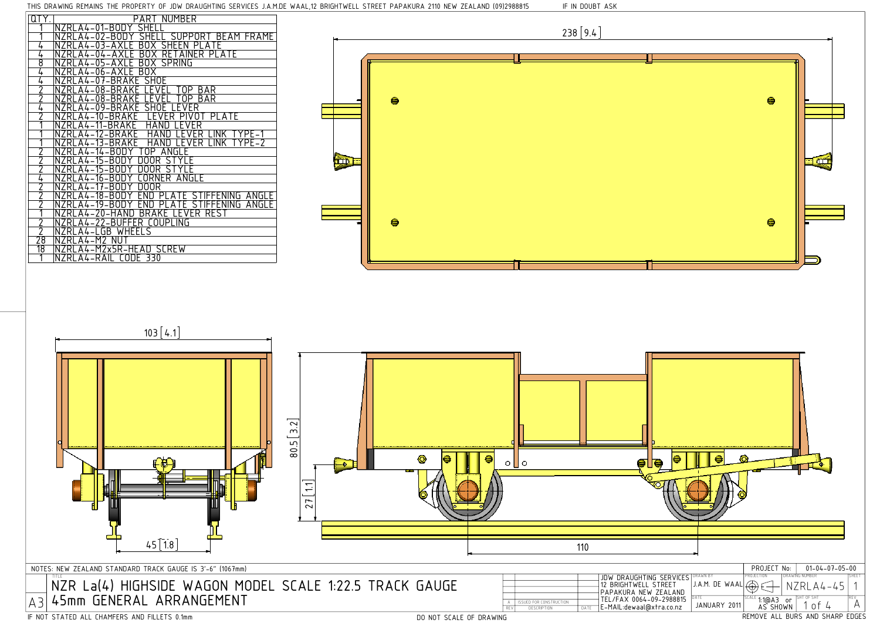THIS DRAWING REMAINS THE PROPERTY OF JDW DRAUGHTING SERVICES J.A.M.DE WAAL,12 BRIGHTWELL STREET PAPAKURA 2110 NEW ZEALAND (09)2988815 IF IN DOUBT ASK

| QTY. | PART NUMBER |
|---|---|
| 1 | NZRLA4-01-BODY SHELL |
| 1 | NZRLA4-02-BODY SHELL SUPPORT BEAM FRAME |
| 4 | NZRLA4-03-AXLE BOX SHEEN PLATE |
| 4 | NZRLA4-04-AXLE BOX RETAINER PLATE |
| 8 | NZRLA4-05-AXLE BOX SPRING |
| 4 | NZRLA4-06-AXLE BOX |
| 4 | NZRLA4-07-BRAKE SHOE |
| 2 | NZRLA4-08-BRAKE LEVEL TOP BAR |
| 2 | NZRLA4-08-BRAKE LEVEL TOP BAR |
| 4 | NZRLA4-09-BRAKE SHOE LEVER |
| 2 | NZRLA4-10-BRAKE LEVER PIVOT PLATE |
| 1 | NZRLA4-11-BRAKE HAND LEVER |
| 1 | NZRLA4-12-BRAKE HAND LEVER LINK TYPE-1 |
| 1 | NZRLA4-13-BRAKE HAND LEVER LINK TYPE-2 |
| 2 | NZRLA4-14-BODY TOP ANGLE |
| 2 | NZRLA4-15-BODY DOOR STYLE |
| 2 | NZRLA4-15-BODY DOOR STYLE |
| 4 | NZRLA4-16-BODY CORNER ANGLE |
| 2 | NZRLA4-17-BODY DOOR |
| 2 | NZRLA4-18-BODY END PLATE STIFFENING ANGLE |
| 2 | NZRLA4-19-BODY END PLATE STIFFENING ANGLE |
| 1 | NZRLA4-20-HAND BRAKE LEVER REST |
| 2 | NZRLA4-22-BUFFER COUPLING |
| 2 | NZRLA4-LGB WHEELS |
| 28 | NZRLA4-M2 NUT |
| 18 | NZRLA4-M2x5R-HEAD SCREW |
| 1 | NZRLA4-RAIL CODE 330 |

238 [9.4]

103 [4.1]

80.5 [3.2]

27 [1.1]

45 [1.8]

110

NOTES: NEW ZEALAND STANDARD TRACK GAUGE IS 3'-6" (1067mm)

| TITLE | | |
|---|---|---|
| NZR La(4) HIGHSIDE WAGON MODEL SCALE 1:22.5 TRACK GAUGE 45mm GENERAL ARRANGEMENT | | |
| A3 | | |

| REV | DESCRIPTION | DATE |
|---|---|---|
| A | ISSUED FOR CONSTRUCTION | |

JDW DRAUGHTING SERVICES
12 BRIGHTWELL STREET
PAPAKURA NEW ZEALAND
TEL/FAX 0064-09-2988815
E-MAIL:dewaal@xtra.co.nz

| PROJECT No: | 01-04-07-05-00 |
|---|---|
| DRAWN BY | J.A.M. DE WAAL |
| DATE | JANUARY 2011 |
| DRAWING NUMBER | NZRLA4-45 |
| SHEET | 1 |
| SCALE | 1:1@A3 or AS SHOWN |
| SHT OF SHT | 1 of 4 |
| REV | A |

IF NOT STATED ALL CHAMFERS AND FILLETS 0.1mm

DO NOT SCALE OF DRAWING

REMOVE ALL BURS AND SHARP EDGES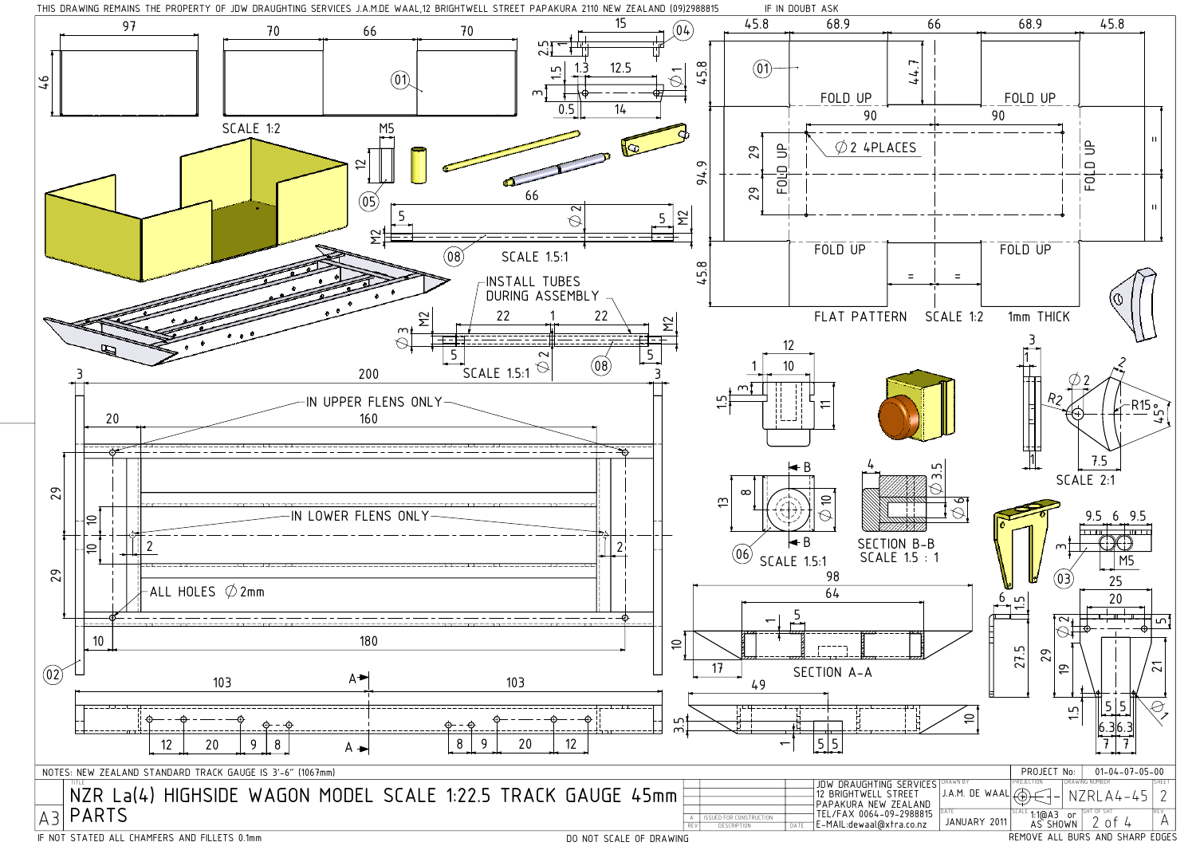THIS DRAWING REMAINS THE PROPERTY OF JDW DRAUGHTING SERVICES J.A.M.DE WAAL,12 BRIGHTWELL STREET PAPAKURA 2110 NEW ZEALAND (09)2988815 IF IN DOUBT ASK

SCALE 1:2

FLAT PATTERN SCALE 1:2 1mm THICK

FOLD UP

$\varnothing$2 4PLACES

SCALE 1.5:1

INSTALL TUBES DURING ASSEMBLY

IN UPPER FLENS ONLY

IN LOWER FLENS ONLY

ALL HOLES $\varnothing$2mm

SCALE 1.5:1

SECTION B-B SCALE 1.5 : 1

SCALE 2:1

SECTION A-A

NOTES: NEW ZEALAND STANDARD TRACK GAUGE IS 3'-6" (1067mm)

| | |
|---|---|
| TITLE | NZR La(4) HIGHSIDE WAGON MODEL SCALE 1:22.5 TRACK GAUGE 45mm PARTS |
| SIZE | A3 |
| REV A | ISSUED FOR CONSTRUCTION |
| | JDW DRAUGHTING SERVICES, 12 BRIGHTWELL STREET, PAPAKURA NEW ZEALAND, TEL/FAX 0064-09-2988815, E-MAIL:dewaal@xtra.co.nz |
| DRAWN BY | J.A.M. DE WAAL |
| DATE | JANUARY 2011 |
| PROJECT No: | 01-04-07-05-00 |
| DRAWING NUMBER | NZRLA4-45 |
| SHEET | 2 |
| SCALE | 1:1@A3 or AS SHOWN |
| SHT OF SHT | 2 of 4 |
| REV | A |

IF NOT STATED ALL CHAMFERS AND FILLETS 0.1mm

DO NOT SCALE OF DRAWING

REMOVE ALL BURS AND SHARP EDGES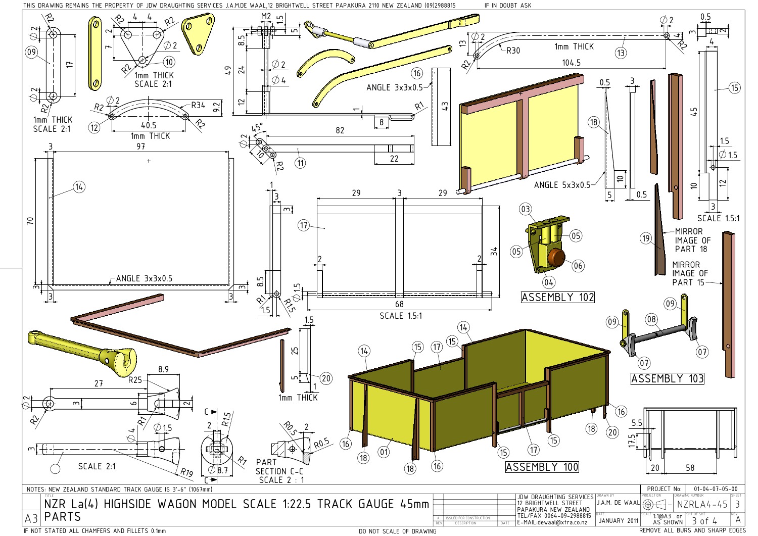THIS DRAWING REMAINS THE PROPERTY OF JDW DRAUGHTING SERVICES J.A.M.DE WAAL,12 BRIGHTWELL STREET PAPAKURA 2110 NEW ZEALAND (09)2988815 IF IN DOUBT ASK

(09) 1mm THICK SCALE 2:1

(10) 1mm THICK SCALE 2:1

(12) 1mm THICK

(11)

(16) ANGLE 3x3x0.5

(13) 1mm THICK

(14) ANGLE 3x3x0.5

(17) SCALE 1.5:1

(18) ANGLE 5x3x0.5

(15) SCALE 1.5:1

(19) MIRROR IMAGE OF PART 18

MIRROR IMAGE OF PART 15

(20) 1mm THICK

ASSEMBLY 102

ASSEMBLY 103

ASSEMBLY 100

SCALE 2:1

SECTION C-C

PART SECTION C-C SCALE 2 : 1

NOTES: NEW ZEALAND STANDARD TRACK GAUGE IS 3'-6" (1067mm)

| | |
|---|---|
| TITLE | NZR La(4) HIGHSIDE WAGON MODEL SCALE 1:22.5 TRACK GAUGE 45mm PARTS |
| SIZE | A3 |
| REV A | ISSUED FOR CONSTRUCTION |
| | JDW DRAUGHTING SERVICES 12 BRIGHTWELL STREET PAPAKURA NEW ZEALAND TEL/FAX 0064-09-2988815 E-MAIL:dewaal@xtra.co.nz |
| DRAWN BY | J.A.M. DE WAAL |
| DATE | JANUARY 2011 |
| PROJECT No: | 01-04-07-05-00 |
| DRAWING NUMBER | NZRLA4-45 |
| SHEET | 3 |
| SCALE | 1:1@A3 or AS SHOWN |
| SHT OF SHT | 3 of 4 |
| REV | A |

IF NOT STATED ALL CHAMFERS AND FILLETS 0.1mm

DO NOT SCALE OF DRAWING

REMOVE ALL BURS AND SHARP EDGES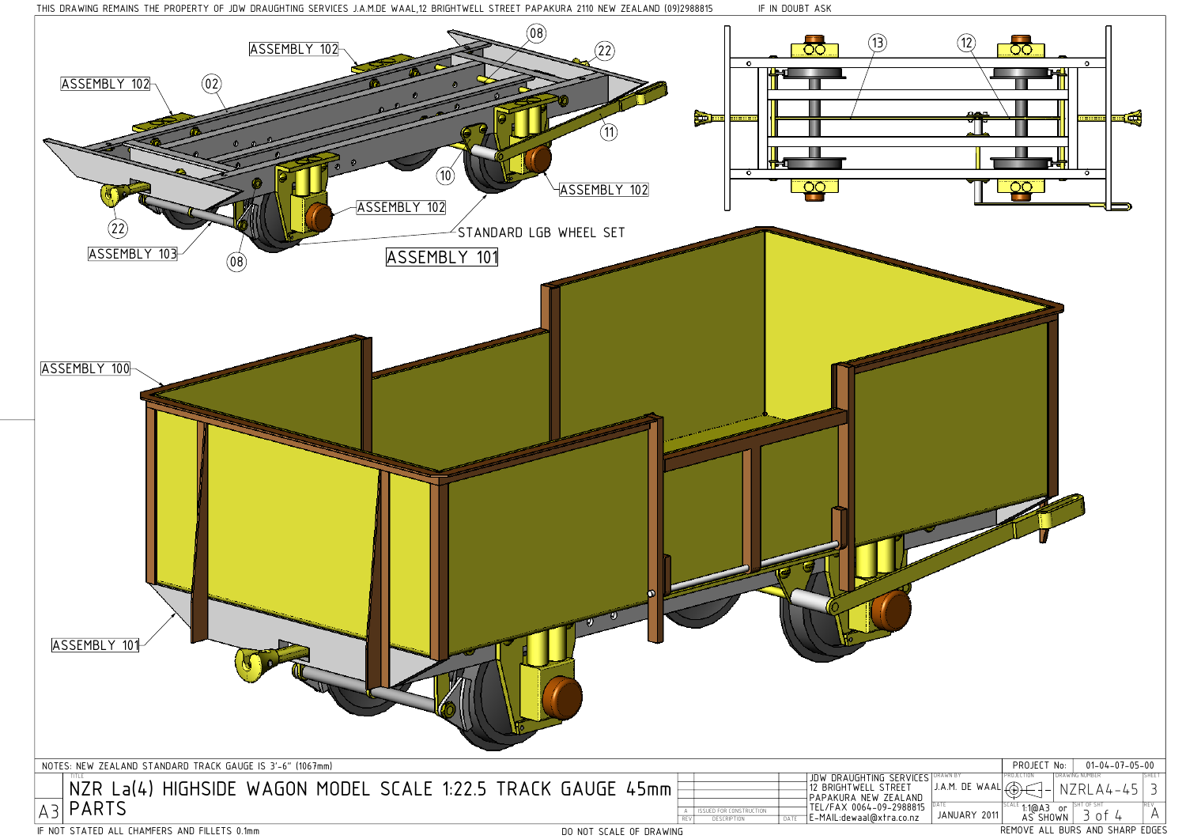THIS DRAWING REMAINS THE PROPERTY OF JDW DRAUGHTING SERVICES J.A.M.DE WAAL,12 BRIGHTWELL STREET PAPAKURA 2110 NEW ZEALAND (09)2988815

IF IN DOUBT ASK

ASSEMBLY 102

ASSEMBLY 102

02

08

22

11

10

ASSEMBLY 102

ASSEMBLY 102

22

ASSEMBLY 103

08

STANDARD LGB WHEEL SET

ASSEMBLY 101

13

12

ASSEMBLY 100

ASSEMBLY 101

NOTES: NEW ZEALAND STANDARD TRACK GAUGE IS 3'-6" (1067mm)

| | |
|---|---|
| TITLE | NZR La(4) HIGHSIDE WAGON MODEL SCALE 1:22.5 TRACK GAUGE 45mm PARTS |
| SIZE | A3 |
| REV A | ISSUED FOR CONSTRUCTION |
| | JDW DRAUGHTING SERVICES 12 BRIGHTWELL STREET PAPAKURA NEW ZEALAND TEL/FAX 0064-09-2988815 E-MAIL:dewaal@xtra.co.nz |
| DRAWN BY | J.A.M. DE WAAL |
| DATE | JANUARY 2011 |
| PROJECT No: | 01-04-07-05-00 |
| DRAWING NUMBER | NZRLA4-45 |
| SHEET | 3 |
| SCALE | 1:1@A3 or AS SHOWN |
| SHT OF SHT | 3 of 4 |
| REV | A |

IF NOT STATED ALL CHAMFERS AND FILLETS 0.1mm

DO NOT SCALE OF DRAWING

REMOVE ALL BURS AND SHARP EDGES